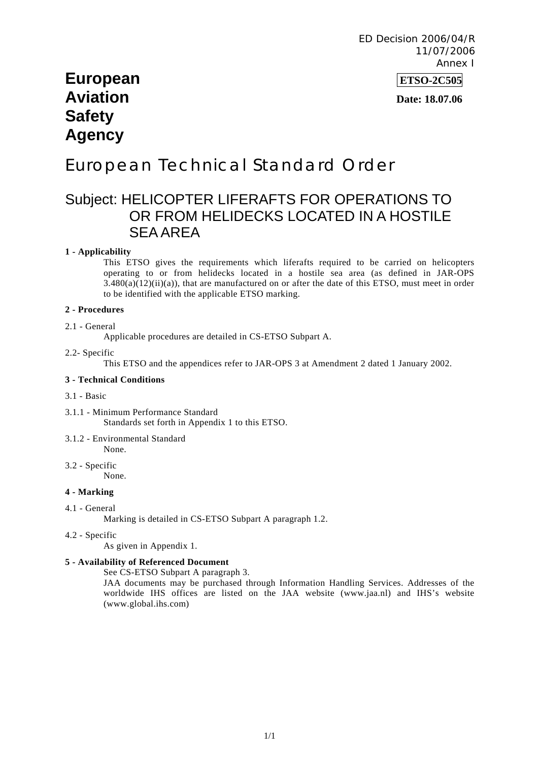ED Decision 2006/04/R
11/07/2006
Annex I

**European Aviation Safety Agency**

**ETSO-2C505**

**Date: 18.07.06**

# European Technical Standard Order

## Subject: HELICOPTER LIFERAFTS FOR OPERATIONS TO OR FROM HELIDECKS LOCATED IN A HOSTILE SEA AREA

**1 - Applicability**

This ETSO gives the requirements which liferafts required to be carried on helicopters operating to or from helidecks located in a hostile sea area (as defined in JAR-OPS 3.480(a)(12)(ii)(a)), that are manufactured on or after the date of this ETSO, must meet in order to be identified with the applicable ETSO marking.

**2 - Procedures**

2.1 - General

Applicable procedures are detailed in CS-ETSO Subpart A.

2.2- Specific

This ETSO and the appendices refer to JAR-OPS 3 at Amendment 2 dated 1 January 2002.

**3 - Technical Conditions**

3.1 - Basic

3.1.1 - Minimum Performance Standard

Standards set forth in Appendix 1 to this ETSO.

3.1.2 - Environmental Standard

None.

3.2 - Specific

None.

**4 - Marking**

4.1 - General

Marking is detailed in CS-ETSO Subpart A paragraph 1.2.

4.2 - Specific

As given in Appendix 1.

**5 - Availability of Referenced Document**

See CS-ETSO Subpart A paragraph 3.

JAA documents may be purchased through Information Handling Services. Addresses of the worldwide IHS offices are listed on the JAA website (www.jaa.nl) and IHS's website (www.global.ihs.com)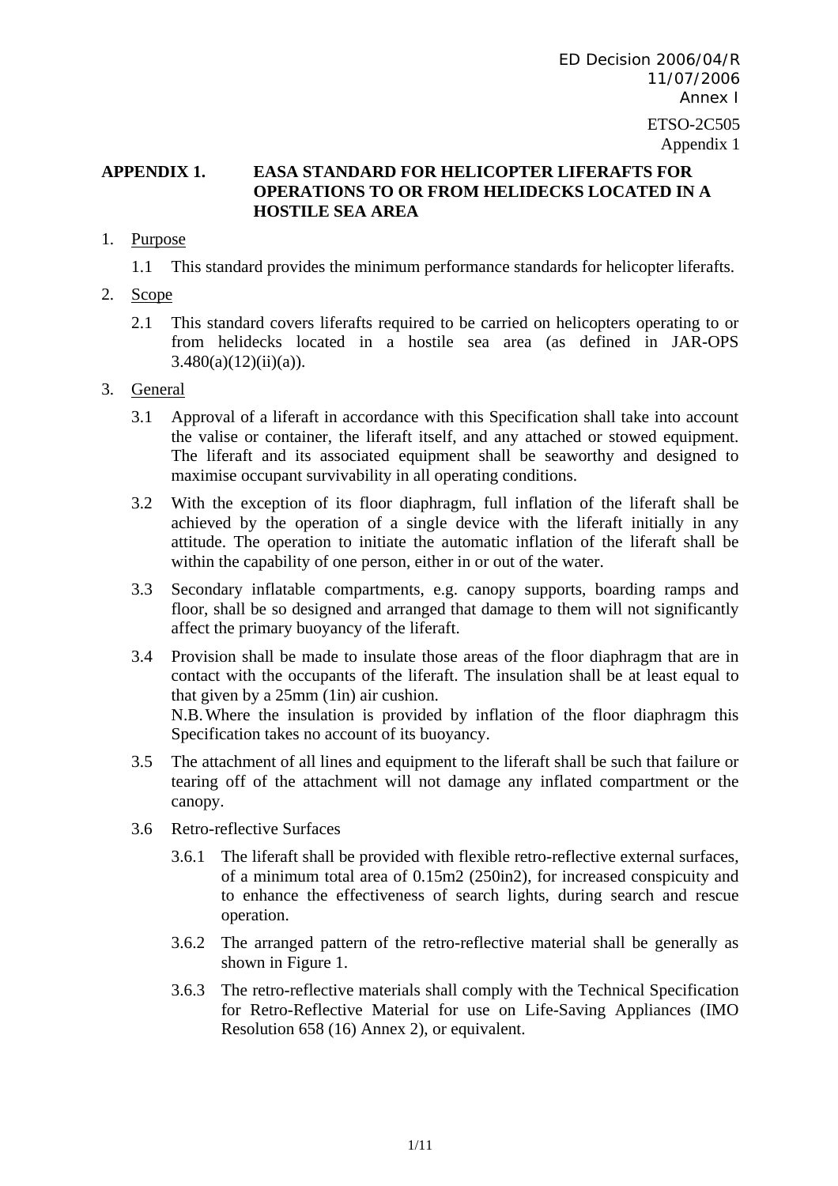ED Decision 2006/04/R
11/07/2006
Annex I

ETSO-2C505
Appendix 1

# APPENDIX 1. EASA STANDARD FOR HELICOPTER LIFERAFTS FOR OPERATIONS TO OR FROM HELIDECKS LOCATED IN A HOSTILE SEA AREA

1. Purpose

   1.1 This standard provides the minimum performance standards for helicopter liferafts.

2. Scope

   2.1 This standard covers liferafts required to be carried on helicopters operating to or from helidecks located in a hostile sea area (as defined in JAR-OPS 3.480(a)(12)(ii)(a)).

3. General

   3.1 Approval of a liferaft in accordance with this Specification shall take into account the valise or container, the liferaft itself, and any attached or stowed equipment. The liferaft and its associated equipment shall be seaworthy and designed to maximise occupant survivability in all operating conditions.

   3.2 With the exception of its floor diaphragm, full inflation of the liferaft shall be achieved by the operation of a single device with the liferaft initially in any attitude. The operation to initiate the automatic inflation of the liferaft shall be within the capability of one person, either in or out of the water.

   3.3 Secondary inflatable compartments, e.g. canopy supports, boarding ramps and floor, shall be so designed and arranged that damage to them will not significantly affect the primary buoyancy of the liferaft.

   3.4 Provision shall be made to insulate those areas of the floor diaphragm that are in contact with the occupants of the liferaft. The insulation shall be at least equal to that given by a 25mm (1in) air cushion.
   N.B. Where the insulation is provided by inflation of the floor diaphragm this Specification takes no account of its buoyancy.

   3.5 The attachment of all lines and equipment to the liferaft shall be such that failure or tearing off of the attachment will not damage any inflated compartment or the canopy.

   3.6 Retro-reflective Surfaces

      3.6.1 The liferaft shall be provided with flexible retro-reflective external surfaces, of a minimum total area of 0.15m2 (250in2), for increased conspicuity and to enhance the effectiveness of search lights, during search and rescue operation.

      3.6.2 The arranged pattern of the retro-reflective material shall be generally as shown in Figure 1.

      3.6.3 The retro-reflective materials shall comply with the Technical Specification for Retro-Reflective Material for use on Life-Saving Appliances (IMO Resolution 658 (16) Annex 2), or equivalent.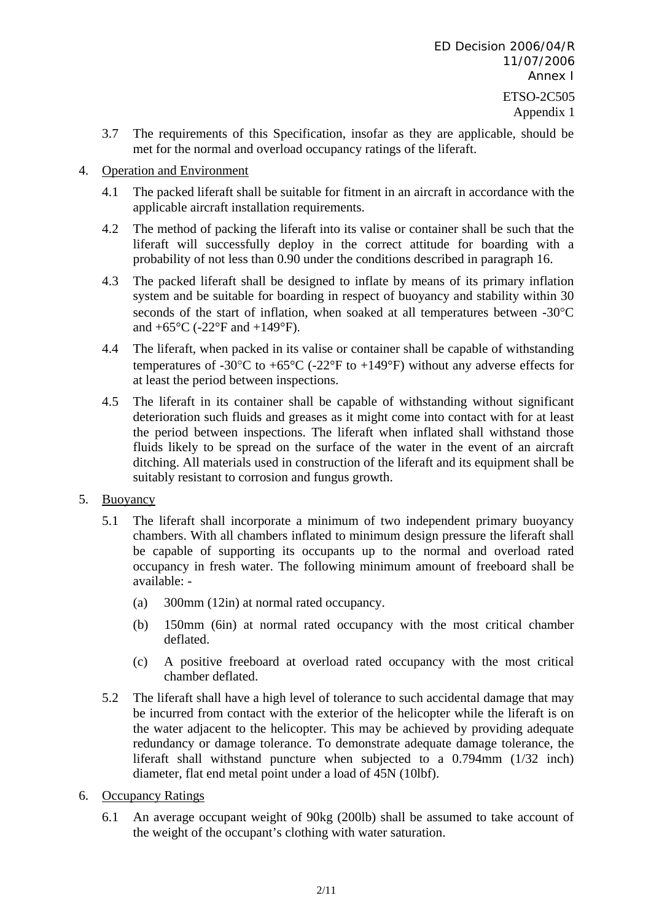3.7 The requirements of this Specification, insofar as they are applicable, should be met for the normal and overload occupancy ratings of the liferaft.

4. Operation and Environment

4.1 The packed liferaft shall be suitable for fitment in an aircraft in accordance with the applicable aircraft installation requirements.

4.2 The method of packing the liferaft into its valise or container shall be such that the liferaft will successfully deploy in the correct attitude for boarding with a probability of not less than 0.90 under the conditions described in paragraph 16.

4.3 The packed liferaft shall be designed to inflate by means of its primary inflation system and be suitable for boarding in respect of buoyancy and stability within 30 seconds of the start of inflation, when soaked at all temperatures between -30°C and +65°C (-22°F and +149°F).

4.4 The liferaft, when packed in its valise or container shall be capable of withstanding temperatures of -30°C to +65°C (-22°F to +149°F) without any adverse effects for at least the period between inspections.

4.5 The liferaft in its container shall be capable of withstanding without significant deterioration such fluids and greases as it might come into contact with for at least the period between inspections. The liferaft when inflated shall withstand those fluids likely to be spread on the surface of the water in the event of an aircraft ditching. All materials used in construction of the liferaft and its equipment shall be suitably resistant to corrosion and fungus growth.

5. Buoyancy

5.1 The liferaft shall incorporate a minimum of two independent primary buoyancy chambers. With all chambers inflated to minimum design pressure the liferaft shall be capable of supporting its occupants up to the normal and overload rated occupancy in fresh water. The following minimum amount of freeboard shall be available: -

(a) 300mm (12in) at normal rated occupancy.

(b) 150mm (6in) at normal rated occupancy with the most critical chamber deflated.

(c) A positive freeboard at overload rated occupancy with the most critical chamber deflated.

5.2 The liferaft shall have a high level of tolerance to such accidental damage that may be incurred from contact with the exterior of the helicopter while the liferaft is on the water adjacent to the helicopter. This may be achieved by providing adequate redundancy or damage tolerance. To demonstrate adequate damage tolerance, the liferaft shall withstand puncture when subjected to a 0.794mm (1/32 inch) diameter, flat end metal point under a load of 45N (10lbf).

6. Occupancy Ratings

6.1 An average occupant weight of 90kg (200lb) shall be assumed to take account of the weight of the occupant's clothing with water saturation.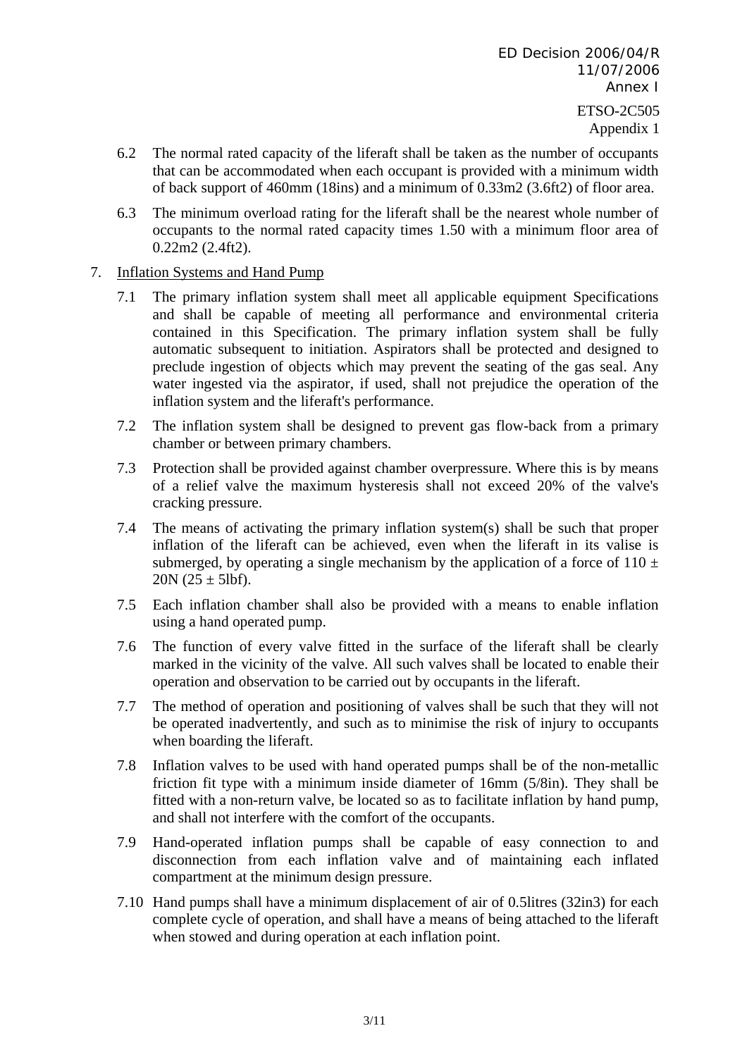6.2 The normal rated capacity of the liferaft shall be taken as the number of occupants that can be accommodated when each occupant is provided with a minimum width of back support of 460mm (18ins) and a minimum of 0.33m2 (3.6ft2) of floor area.

6.3 The minimum overload rating for the liferaft shall be the nearest whole number of occupants to the normal rated capacity times 1.50 with a minimum floor area of 0.22m2 (2.4ft2).

7. <u>Inflation Systems and Hand Pump</u>

7.1 The primary inflation system shall meet all applicable equipment Specifications and shall be capable of meeting all performance and environmental criteria contained in this Specification. The primary inflation system shall be fully automatic subsequent to initiation. Aspirators shall be protected and designed to preclude ingestion of objects which may prevent the seating of the gas seal. Any water ingested via the aspirator, if used, shall not prejudice the operation of the inflation system and the liferaft's performance.

7.2 The inflation system shall be designed to prevent gas flow-back from a primary chamber or between primary chambers.

7.3 Protection shall be provided against chamber overpressure. Where this is by means of a relief valve the maximum hysteresis shall not exceed 20% of the valve's cracking pressure.

7.4 The means of activating the primary inflation system(s) shall be such that proper inflation of the liferaft can be achieved, even when the liferaft in its valise is submerged, by operating a single mechanism by the application of a force of 110 ± 20N (25 ± 5lbf).

7.5 Each inflation chamber shall also be provided with a means to enable inflation using a hand operated pump.

7.6 The function of every valve fitted in the surface of the liferaft shall be clearly marked in the vicinity of the valve. All such valves shall be located to enable their operation and observation to be carried out by occupants in the liferaft.

7.7 The method of operation and positioning of valves shall be such that they will not be operated inadvertently, and such as to minimise the risk of injury to occupants when boarding the liferaft.

7.8 Inflation valves to be used with hand operated pumps shall be of the non-metallic friction fit type with a minimum inside diameter of 16mm (5/8in). They shall be fitted with a non-return valve, be located so as to facilitate inflation by hand pump, and shall not interfere with the comfort of the occupants.

7.9 Hand-operated inflation pumps shall be capable of easy connection to and disconnection from each inflation valve and of maintaining each inflated compartment at the minimum design pressure.

7.10 Hand pumps shall have a minimum displacement of air of 0.5litres (32in3) for each complete cycle of operation, and shall have a means of being attached to the liferaft when stowed and during operation at each inflation point.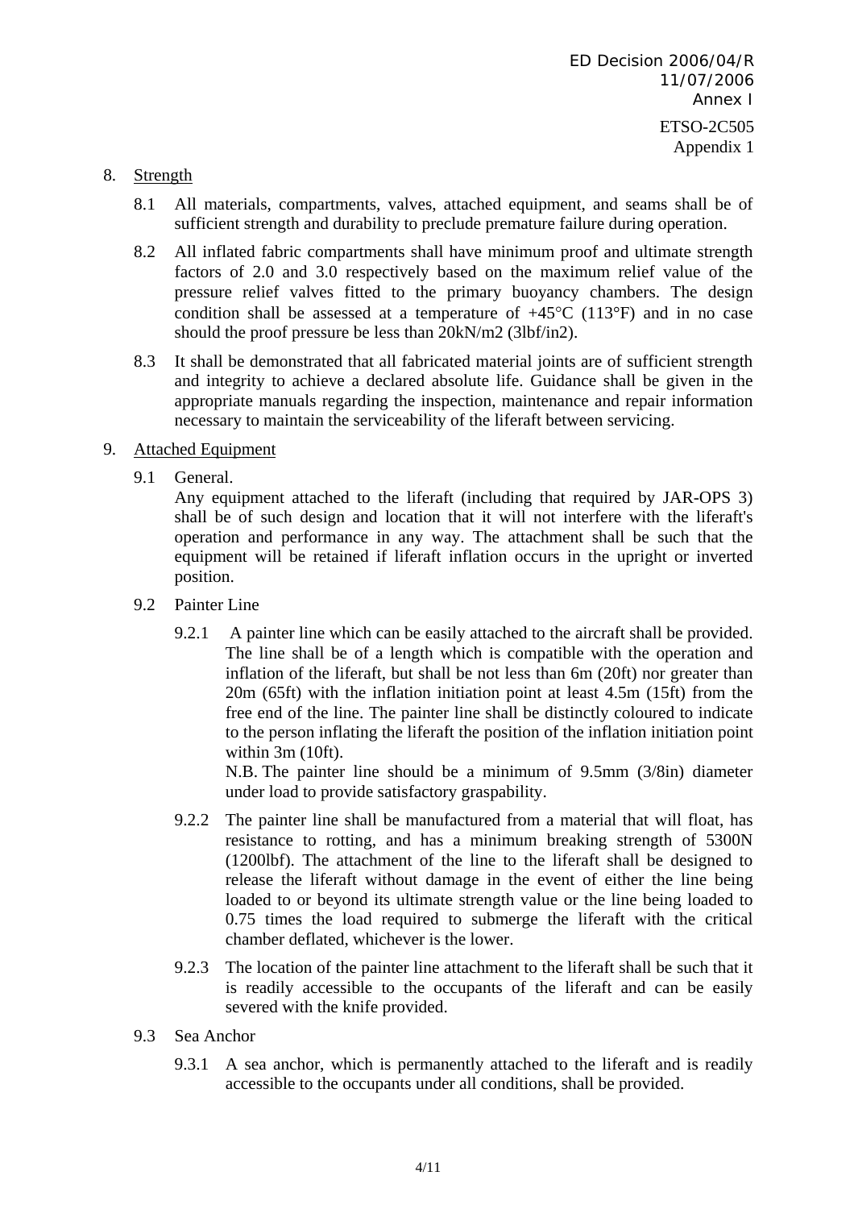8. <u>Strength</u>

   8.1 All materials, compartments, valves, attached equipment, and seams shall be of sufficient strength and durability to preclude premature failure during operation.

   8.2 All inflated fabric compartments shall have minimum proof and ultimate strength factors of 2.0 and 3.0 respectively based on the maximum relief value of the pressure relief valves fitted to the primary buoyancy chambers. The design condition shall be assessed at a temperature of +45°C (113°F) and in no case should the proof pressure be less than 20kN/m2 (3lbf/in2).

   8.3 It shall be demonstrated that all fabricated material joints are of sufficient strength and integrity to achieve a declared absolute life. Guidance shall be given in the appropriate manuals regarding the inspection, maintenance and repair information necessary to maintain the serviceability of the liferaft between servicing.

9. <u>Attached Equipment</u>

   9.1 General.
   Any equipment attached to the liferaft (including that required by JAR-OPS 3) shall be of such design and location that it will not interfere with the liferaft's operation and performance in any way. The attachment shall be such that the equipment will be retained if liferaft inflation occurs in the upright or inverted position.

   9.2 Painter Line

   9.2.1 A painter line which can be easily attached to the aircraft shall be provided. The line shall be of a length which is compatible with the operation and inflation of the liferaft, but shall be not less than 6m (20ft) nor greater than 20m (65ft) with the inflation initiation point at least 4.5m (15ft) from the free end of the line. The painter line shall be distinctly coloured to indicate to the person inflating the liferaft the position of the inflation initiation point within 3m (10ft).
   N.B. The painter line should be a minimum of 9.5mm (3/8in) diameter under load to provide satisfactory graspability.

   9.2.2 The painter line shall be manufactured from a material that will float, has resistance to rotting, and has a minimum breaking strength of 5300N (1200lbf). The attachment of the line to the liferaft shall be designed to release the liferaft without damage in the event of either the line being loaded to or beyond its ultimate strength value or the line being loaded to 0.75 times the load required to submerge the liferaft with the critical chamber deflated, whichever is the lower.

   9.2.3 The location of the painter line attachment to the liferaft shall be such that it is readily accessible to the occupants of the liferaft and can be easily severed with the knife provided.

   9.3 Sea Anchor

   9.3.1 A sea anchor, which is permanently attached to the liferaft and is readily accessible to the occupants under all conditions, shall be provided.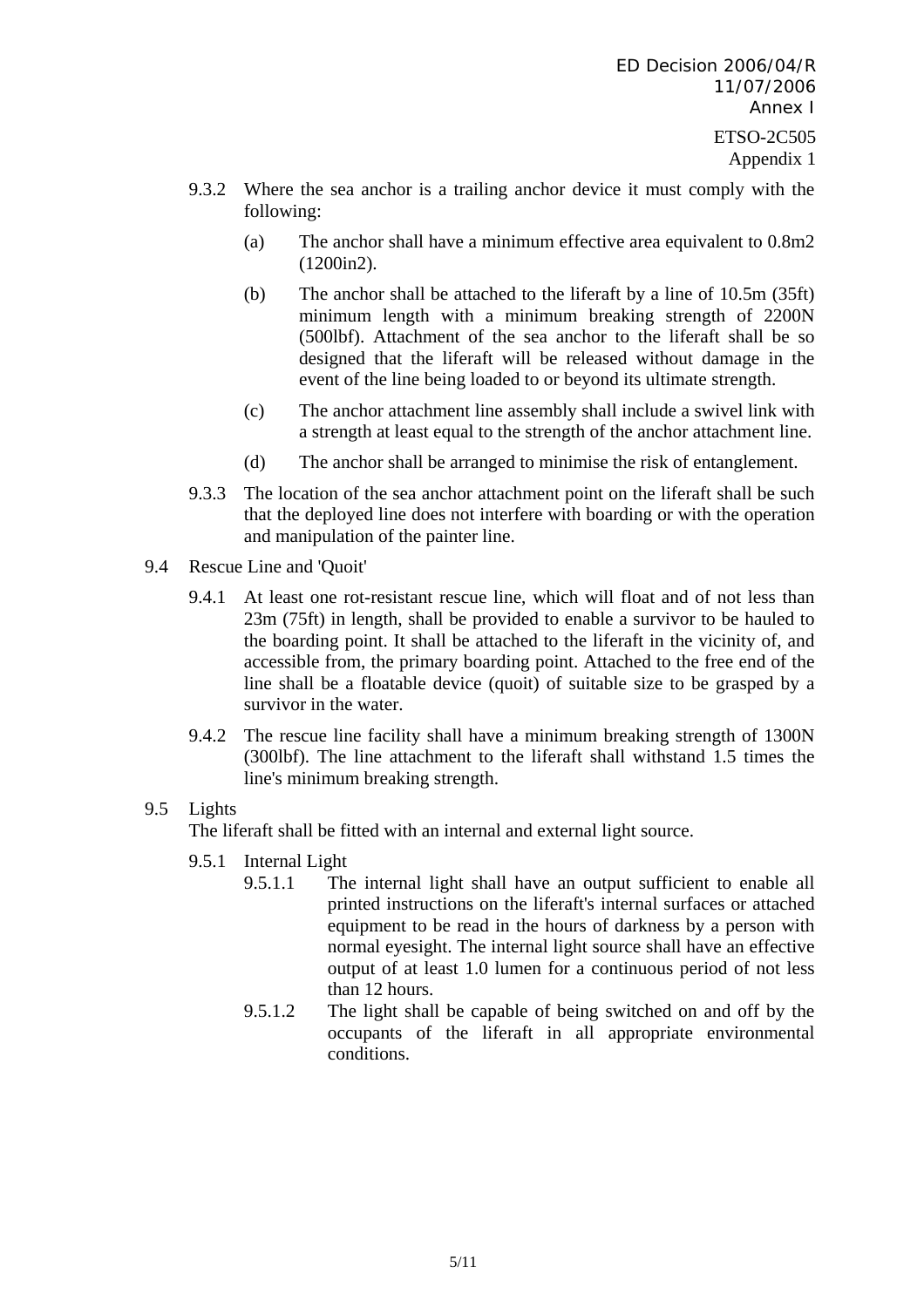9.3.2 Where the sea anchor is a trailing anchor device it must comply with the following:

(a) The anchor shall have a minimum effective area equivalent to 0.8m2 (1200in2).

(b) The anchor shall be attached to the liferaft by a line of 10.5m (35ft) minimum length with a minimum breaking strength of 2200N (500lbf). Attachment of the sea anchor to the liferaft shall be so designed that the liferaft will be released without damage in the event of the line being loaded to or beyond its ultimate strength.

(c) The anchor attachment line assembly shall include a swivel link with a strength at least equal to the strength of the anchor attachment line.

(d) The anchor shall be arranged to minimise the risk of entanglement.

9.3.3 The location of the sea anchor attachment point on the liferaft shall be such that the deployed line does not interfere with boarding or with the operation and manipulation of the painter line.

9.4 Rescue Line and 'Quoit'

9.4.1 At least one rot-resistant rescue line, which will float and of not less than 23m (75ft) in length, shall be provided to enable a survivor to be hauled to the boarding point. It shall be attached to the liferaft in the vicinity of, and accessible from, the primary boarding point. Attached to the free end of the line shall be a floatable device (quoit) of suitable size to be grasped by a survivor in the water.

9.4.2 The rescue line facility shall have a minimum breaking strength of 1300N (300lbf). The line attachment to the liferaft shall withstand 1.5 times the line's minimum breaking strength.

9.5 Lights

The liferaft shall be fitted with an internal and external light source.

9.5.1 Internal Light

9.5.1.1 The internal light shall have an output sufficient to enable all printed instructions on the liferaft's internal surfaces or attached equipment to be read in the hours of darkness by a person with normal eyesight. The internal light source shall have an effective output of at least 1.0 lumen for a continuous period of not less than 12 hours.

9.5.1.2 The light shall be capable of being switched on and off by the occupants of the liferaft in all appropriate environmental conditions.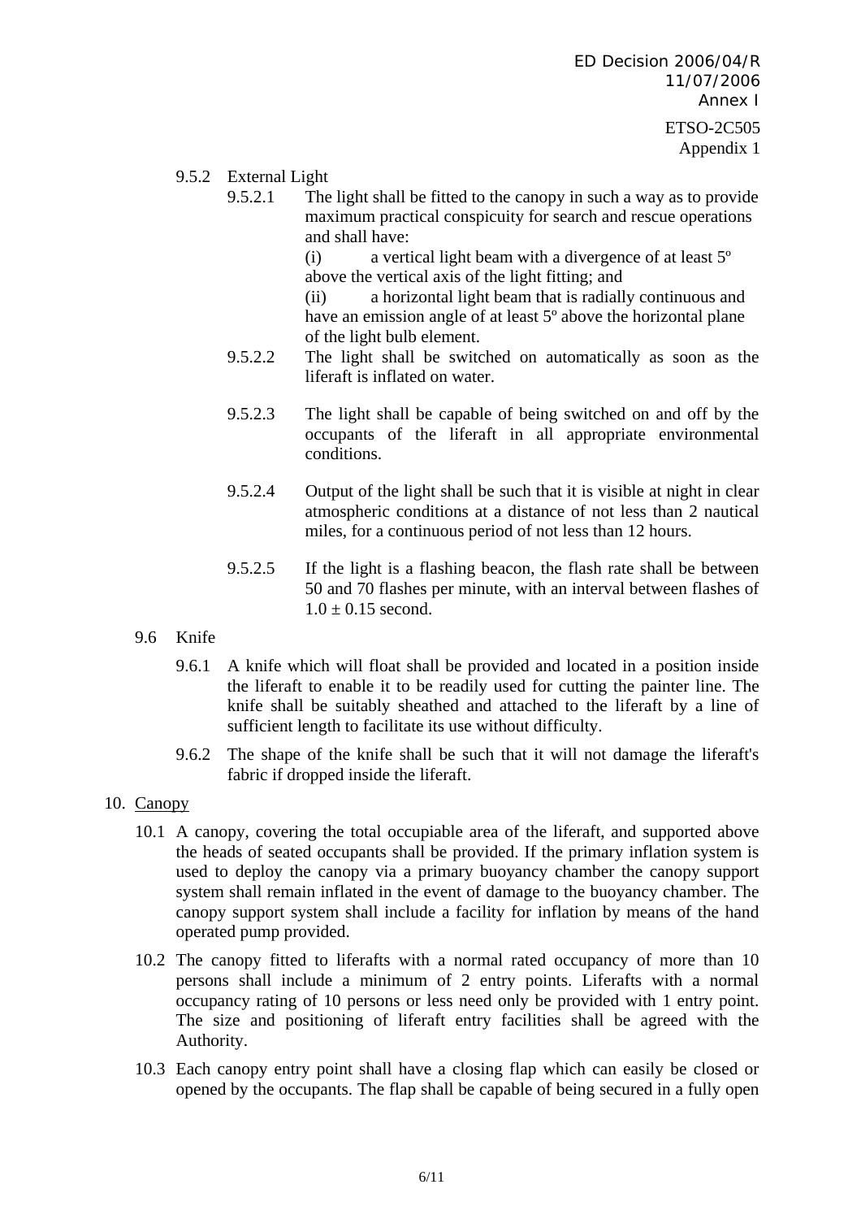9.5.2 External Light

9.5.2.1 The light shall be fitted to the canopy in such a way as to provide maximum practical conspicuity for search and rescue operations and shall have:

(i) a vertical light beam with a divergence of at least 5º above the vertical axis of the light fitting; and

(ii) a horizontal light beam that is radially continuous and have an emission angle of at least 5º above the horizontal plane of the light bulb element.

9.5.2.2 The light shall be switched on automatically as soon as the liferaft is inflated on water.

9.5.2.3 The light shall be capable of being switched on and off by the occupants of the liferaft in all appropriate environmental conditions.

9.5.2.4 Output of the light shall be such that it is visible at night in clear atmospheric conditions at a distance of not less than 2 nautical miles, for a continuous period of not less than 12 hours.

9.5.2.5 If the light is a flashing beacon, the flash rate shall be between 50 and 70 flashes per minute, with an interval between flashes of $1.0 \pm 0.15$ second.

9.6 Knife

9.6.1 A knife which will float shall be provided and located in a position inside the liferaft to enable it to be readily used for cutting the painter line. The knife shall be suitably sheathed and attached to the liferaft by a line of sufficient length to facilitate its use without difficulty.

9.6.2 The shape of the knife shall be such that it will not damage the liferaft's fabric if dropped inside the liferaft.

10. <u>Canopy</u>

10.1 A canopy, covering the total occupiable area of the liferaft, and supported above the heads of seated occupants shall be provided. If the primary inflation system is used to deploy the canopy via a primary buoyancy chamber the canopy support system shall remain inflated in the event of damage to the buoyancy chamber. The canopy support system shall include a facility for inflation by means of the hand operated pump provided.

10.2 The canopy fitted to liferafts with a normal rated occupancy of more than 10 persons shall include a minimum of 2 entry points. Liferafts with a normal occupancy rating of 10 persons or less need only be provided with 1 entry point. The size and positioning of liferaft entry facilities shall be agreed with the Authority.

10.3 Each canopy entry point shall have a closing flap which can easily be closed or opened by the occupants. The flap shall be capable of being secured in a fully open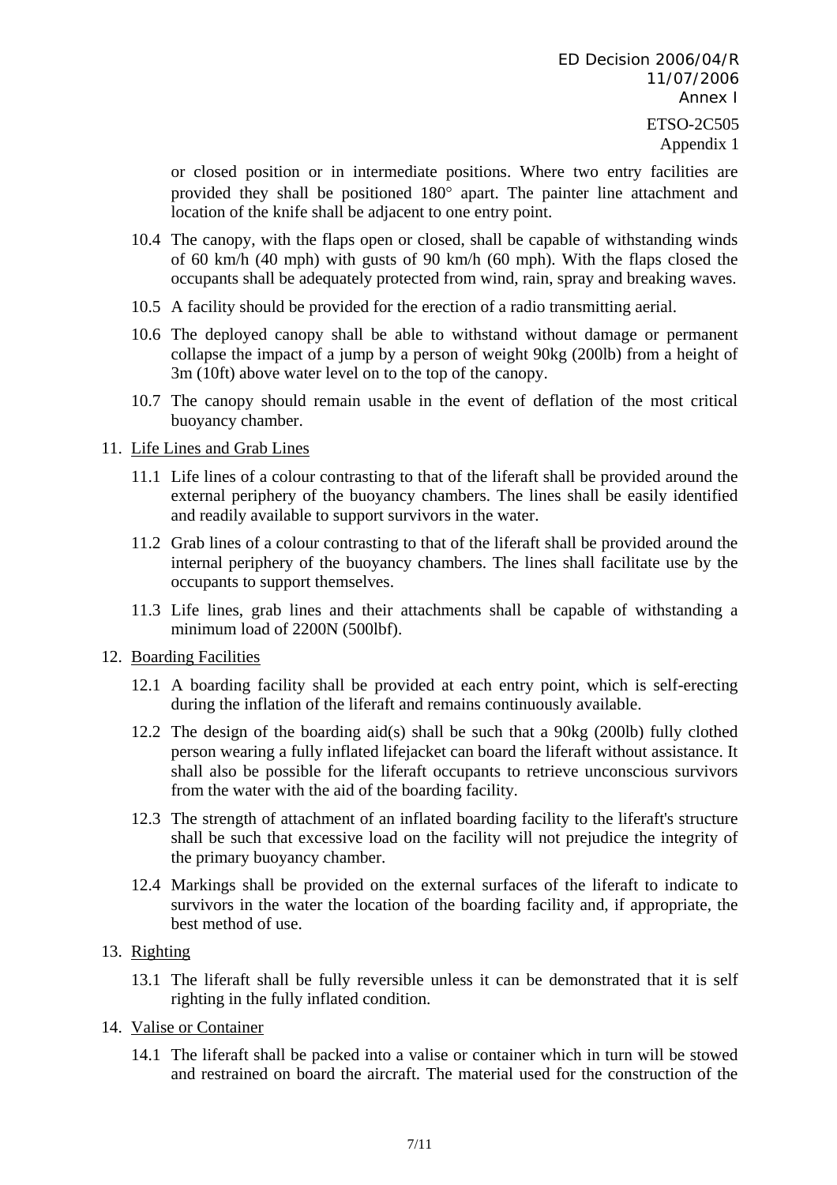or closed position or in intermediate positions. Where two entry facilities are provided they shall be positioned 180° apart. The painter line attachment and location of the knife shall be adjacent to one entry point.

10.4 The canopy, with the flaps open or closed, shall be capable of withstanding winds of 60 km/h (40 mph) with gusts of 90 km/h (60 mph). With the flaps closed the occupants shall be adequately protected from wind, rain, spray and breaking waves.

10.5 A facility should be provided for the erection of a radio transmitting aerial.

10.6 The deployed canopy shall be able to withstand without damage or permanent collapse the impact of a jump by a person of weight 90kg (200lb) from a height of 3m (10ft) above water level on to the top of the canopy.

10.7 The canopy should remain usable in the event of deflation of the most critical buoyancy chamber.

11. <u>Life Lines and Grab Lines</u>

11.1 Life lines of a colour contrasting to that of the liferaft shall be provided around the external periphery of the buoyancy chambers. The lines shall be easily identified and readily available to support survivors in the water.

11.2 Grab lines of a colour contrasting to that of the liferaft shall be provided around the internal periphery of the buoyancy chambers. The lines shall facilitate use by the occupants to support themselves.

11.3 Life lines, grab lines and their attachments shall be capable of withstanding a minimum load of 2200N (500lbf).

12. <u>Boarding Facilities</u>

12.1 A boarding facility shall be provided at each entry point, which is self-erecting during the inflation of the liferaft and remains continuously available.

12.2 The design of the boarding aid(s) shall be such that a 90kg (200lb) fully clothed person wearing a fully inflated lifejacket can board the liferaft without assistance. It shall also be possible for the liferaft occupants to retrieve unconscious survivors from the water with the aid of the boarding facility.

12.3 The strength of attachment of an inflated boarding facility to the liferaft's structure shall be such that excessive load on the facility will not prejudice the integrity of the primary buoyancy chamber.

12.4 Markings shall be provided on the external surfaces of the liferaft to indicate to survivors in the water the location of the boarding facility and, if appropriate, the best method of use.

13. <u>Righting</u>

13.1 The liferaft shall be fully reversible unless it can be demonstrated that it is self righting in the fully inflated condition.

14. <u>Valise or Container</u>

14.1 The liferaft shall be packed into a valise or container which in turn will be stowed and restrained on board the aircraft. The material used for the construction of the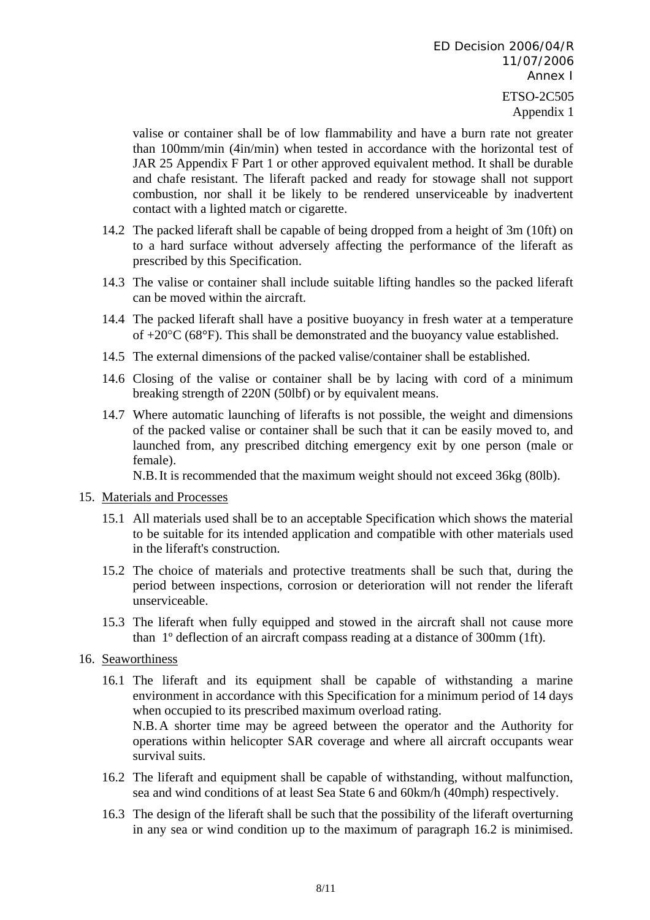valise or container shall be of low flammability and have a burn rate not greater than 100mm/min (4in/min) when tested in accordance with the horizontal test of JAR 25 Appendix F Part 1 or other approved equivalent method. It shall be durable and chafe resistant. The liferaft packed and ready for stowage shall not support combustion, nor shall it be likely to be rendered unserviceable by inadvertent contact with a lighted match or cigarette.

14.2 The packed liferaft shall be capable of being dropped from a height of 3m (10ft) on to a hard surface without adversely affecting the performance of the liferaft as prescribed by this Specification.

14.3 The valise or container shall include suitable lifting handles so the packed liferaft can be moved within the aircraft.

14.4 The packed liferaft shall have a positive buoyancy in fresh water at a temperature of +20°C (68°F). This shall be demonstrated and the buoyancy value established.

14.5 The external dimensions of the packed valise/container shall be established.

14.6 Closing of the valise or container shall be by lacing with cord of a minimum breaking strength of 220N (50lbf) or by equivalent means.

14.7 Where automatic launching of liferafts is not possible, the weight and dimensions of the packed valise or container shall be such that it can be easily moved to, and launched from, any prescribed ditching emergency exit by one person (male or female).
N.B. It is recommended that the maximum weight should not exceed 36kg (80lb).

15. Materials and Processes

15.1 All materials used shall be to an acceptable Specification which shows the material to be suitable for its intended application and compatible with other materials used in the liferaft's construction.

15.2 The choice of materials and protective treatments shall be such that, during the period between inspections, corrosion or deterioration will not render the liferaft unserviceable.

15.3 The liferaft when fully equipped and stowed in the aircraft shall not cause more than 1º deflection of an aircraft compass reading at a distance of 300mm (1ft).

16. Seaworthiness

16.1 The liferaft and its equipment shall be capable of withstanding a marine environment in accordance with this Specification for a minimum period of 14 days when occupied to its prescribed maximum overload rating.
N.B. A shorter time may be agreed between the operator and the Authority for operations within helicopter SAR coverage and where all aircraft occupants wear survival suits.

16.2 The liferaft and equipment shall be capable of withstanding, without malfunction, sea and wind conditions of at least Sea State 6 and 60km/h (40mph) respectively.

16.3 The design of the liferaft shall be such that the possibility of the liferaft overturning in any sea or wind condition up to the maximum of paragraph 16.2 is minimised.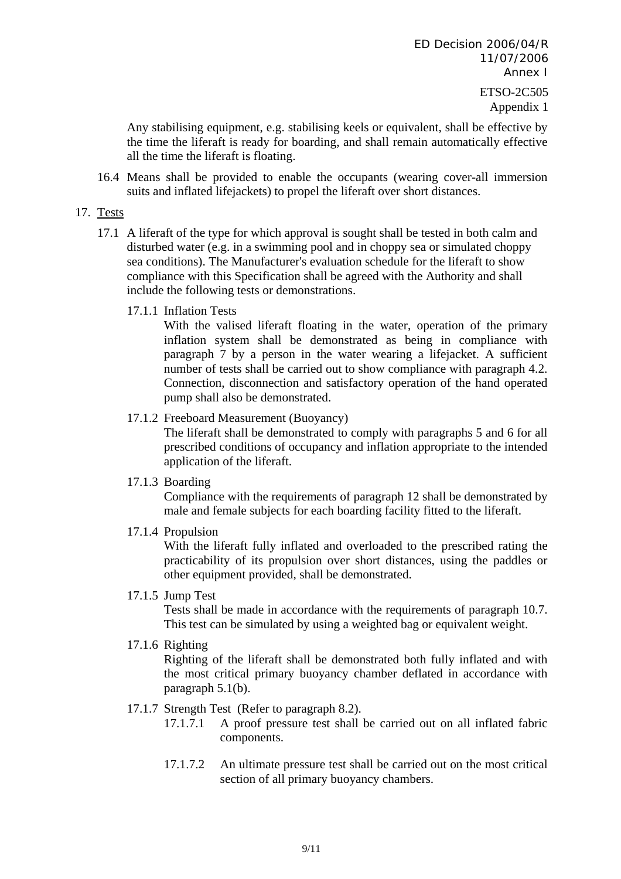Any stabilising equipment, e.g. stabilising keels or equivalent, shall be effective by the time the liferaft is ready for boarding, and shall remain automatically effective all the time the liferaft is floating.

16.4 Means shall be provided to enable the occupants (wearing cover-all immersion suits and inflated lifejackets) to propel the liferaft over short distances.

17. Tests

17.1 A liferaft of the type for which approval is sought shall be tested in both calm and disturbed water (e.g. in a swimming pool and in choppy sea or simulated choppy sea conditions). The Manufacturer's evaluation schedule for the liferaft to show compliance with this Specification shall be agreed with the Authority and shall include the following tests or demonstrations.

17.1.1 Inflation Tests
With the valised liferaft floating in the water, operation of the primary inflation system shall be demonstrated as being in compliance with paragraph 7 by a person in the water wearing a lifejacket. A sufficient number of tests shall be carried out to show compliance with paragraph 4.2. Connection, disconnection and satisfactory operation of the hand operated pump shall also be demonstrated.

17.1.2 Freeboard Measurement (Buoyancy)
The liferaft shall be demonstrated to comply with paragraphs 5 and 6 for all prescribed conditions of occupancy and inflation appropriate to the intended application of the liferaft.

17.1.3 Boarding
Compliance with the requirements of paragraph 12 shall be demonstrated by male and female subjects for each boarding facility fitted to the liferaft.

17.1.4 Propulsion
With the liferaft fully inflated and overloaded to the prescribed rating the practicability of its propulsion over short distances, using the paddles or other equipment provided, shall be demonstrated.

17.1.5 Jump Test
Tests shall be made in accordance with the requirements of paragraph 10.7. This test can be simulated by using a weighted bag or equivalent weight.

17.1.6 Righting
Righting of the liferaft shall be demonstrated both fully inflated and with the most critical primary buoyancy chamber deflated in accordance with paragraph 5.1(b).

17.1.7 Strength Test (Refer to paragraph 8.2).

17.1.7.1 A proof pressure test shall be carried out on all inflated fabric components.

17.1.7.2 An ultimate pressure test shall be carried out on the most critical section of all primary buoyancy chambers.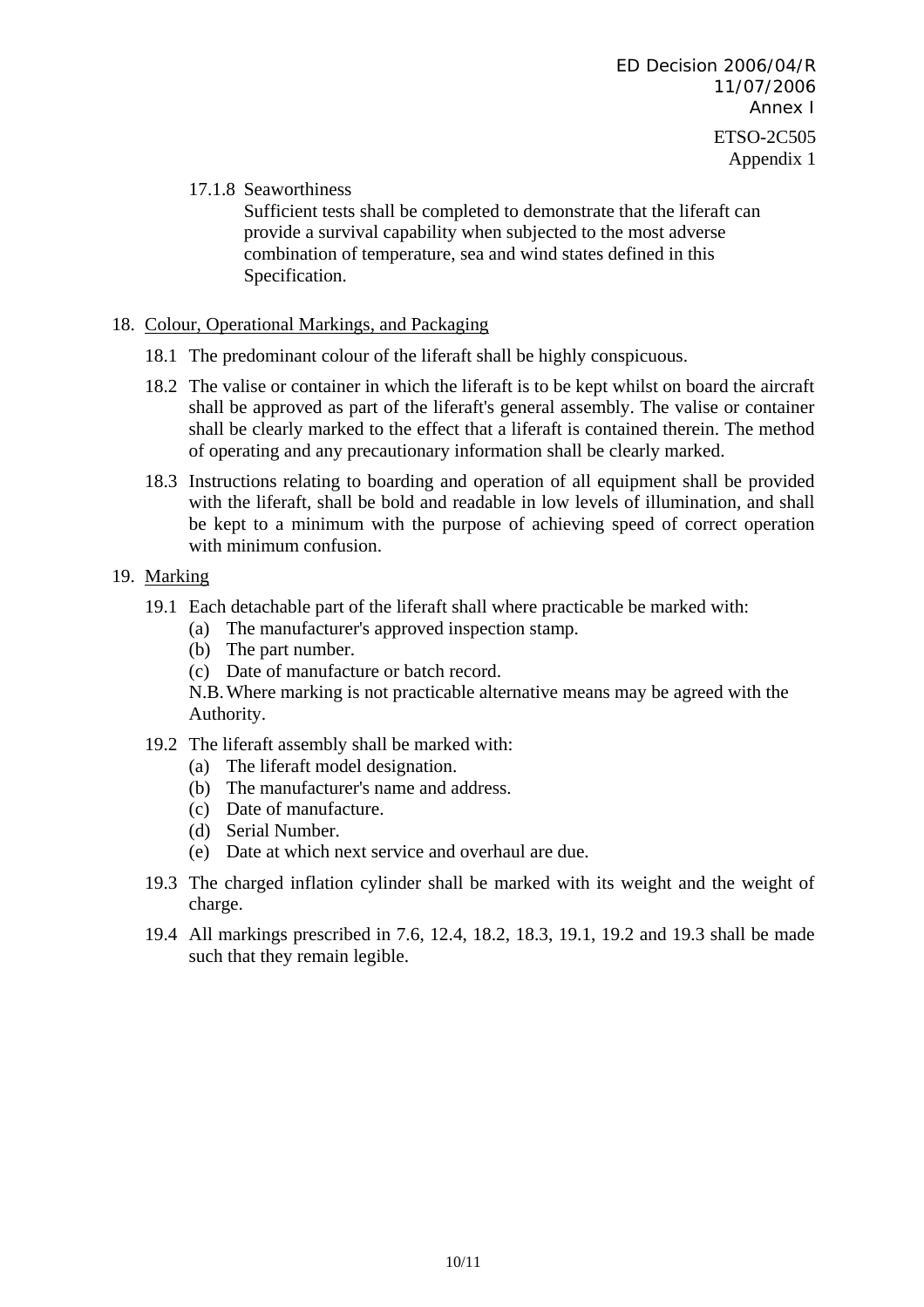17.1.8 Seaworthiness

Sufficient tests shall be completed to demonstrate that the liferaft can provide a survival capability when subjected to the most adverse combination of temperature, sea and wind states defined in this Specification.

18. Colour, Operational Markings, and Packaging

18.1 The predominant colour of the liferaft shall be highly conspicuous.

18.2 The valise or container in which the liferaft is to be kept whilst on board the aircraft shall be approved as part of the liferaft's general assembly. The valise or container shall be clearly marked to the effect that a liferaft is contained therein. The method of operating and any precautionary information shall be clearly marked.

18.3 Instructions relating to boarding and operation of all equipment shall be provided with the liferaft, shall be bold and readable in low levels of illumination, and shall be kept to a minimum with the purpose of achieving speed of correct operation with minimum confusion.

19. Marking

19.1 Each detachable part of the liferaft shall where practicable be marked with:

(a) The manufacturer's approved inspection stamp.

(b) The part number.

(c) Date of manufacture or batch record.

N.B. Where marking is not practicable alternative means may be agreed with the Authority.

19.2 The liferaft assembly shall be marked with:

(a) The liferaft model designation.

(b) The manufacturer's name and address.

(c) Date of manufacture.

(d) Serial Number.

(e) Date at which next service and overhaul are due.

19.3 The charged inflation cylinder shall be marked with its weight and the weight of charge.

19.4 All markings prescribed in 7.6, 12.4, 18.2, 18.3, 19.1, 19.2 and 19.3 shall be made such that they remain legible.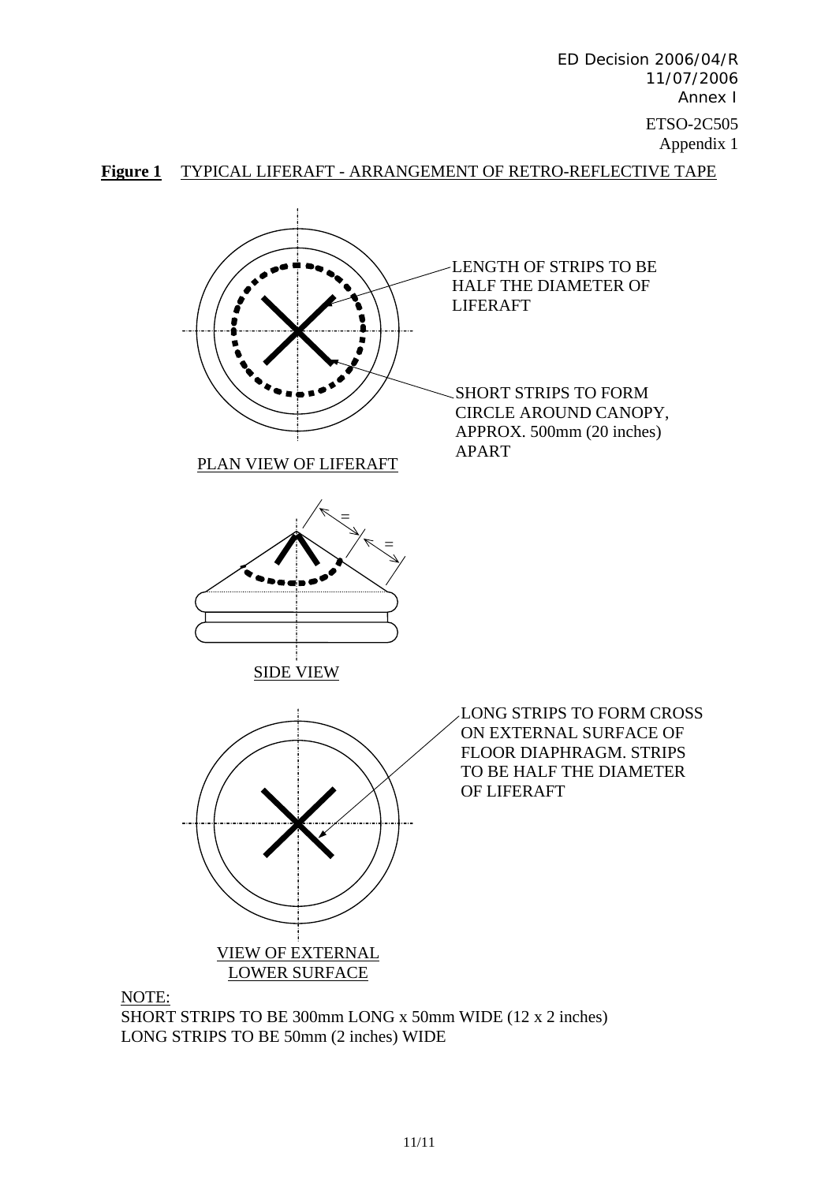ETSO-2C505
Appendix 1

**Figure 1** TYPICAL LIFERAFT - ARRANGEMENT OF RETRO-REFLECTIVE TAPE

LENGTH OF STRIPS TO BE HALF THE DIAMETER OF LIFERAFT

SHORT STRIPS TO FORM CIRCLE AROUND CANOPY, APPROX. 500mm (20 inches) APART

PLAN VIEW OF LIFERAFT

=

=

SIDE VIEW

LONG STRIPS TO FORM CROSS ON EXTERNAL SURFACE OF FLOOR DIAPHRAGM. STRIPS TO BE HALF THE DIAMETER OF LIFERAFT

VIEW OF EXTERNAL LOWER SURFACE

NOTE:
SHORT STRIPS TO BE 300mm LONG x 50mm WIDE (12 x 2 inches)
LONG STRIPS TO BE 50mm (2 inches) WIDE